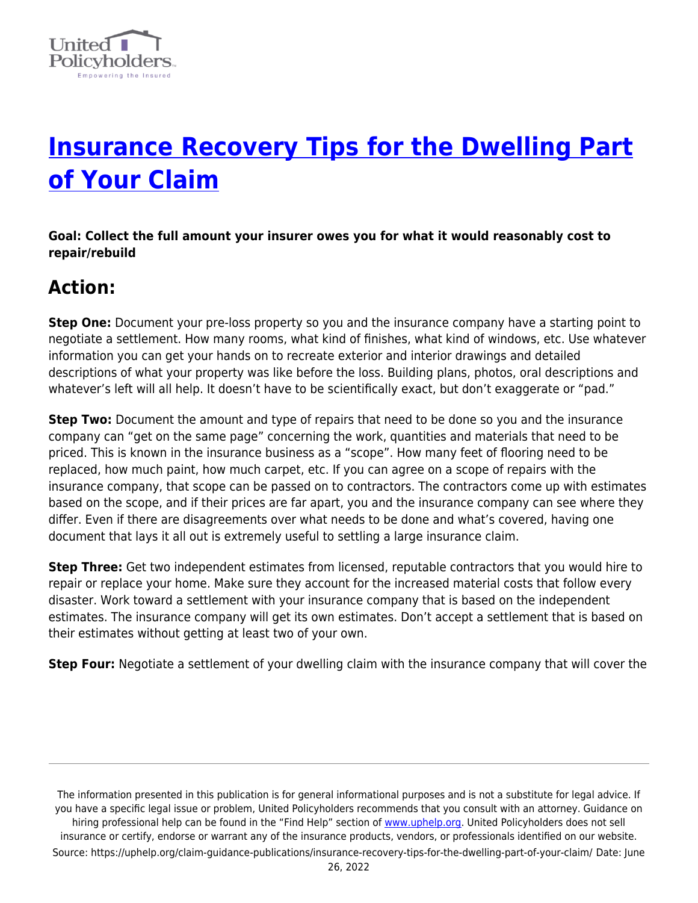# Insurance Recovery Tips for the Dwelling Part of Your Claim

**Goal: Collect the full amount your insurer owes you for what it would reasonably cost to repair/rebuild**

## Action:

**Step One:** Document your pre-loss property so you and the insurance company have a starting point to negotiate a settlement. How many rooms, what kind of finishes, what kind of windows, etc. Use whatever information you can get your hands on to recreate exterior and interior drawings and detailed descriptions of what your property was like before the loss. Building plans, photos, oral descriptions and whatever's left will all help. It doesn't have to be scientifically exact, but don't exaggerate or "pad."

**Step Two:** Document the amount and type of repairs that need to be done so you and the insurance company can "get on the same page" concerning the work, quantities and materials that need to be priced. This is known in the insurance business as a "scope". How many feet of flooring need to be replaced, how much paint, how much carpet, etc. If you can agree on a scope of repairs with the insurance company, that scope can be passed on to contractors. The contractors come up with estimates based on the scope, and if their prices are far apart, you and the insurance company can see where they differ. Even if there are disagreements over what needs to be done and what's covered, having one document that lays it all out is extremely useful to settling a large insurance claim.

**Step Three:** Get two independent estimates from licensed, reputable contractors that you would hire to repair or replace your home. Make sure they account for the increased material costs that follow every disaster. Work toward a settlement with your insurance company that is based on the independent estimates. The insurance company will get its own estimates. Don't accept a settlement that is based on their estimates without getting at least two of your own.

**Step Four:** Negotiate a settlement of your dwelling claim with the insurance company that will cover the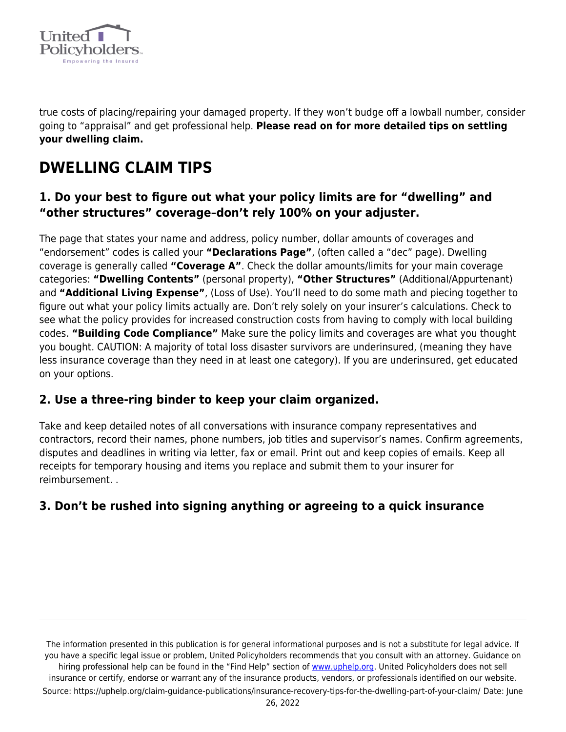true costs of placing/repairing your damaged property. If they won't budge off a lowball number, consider going to "appraisal" and get professional help. **Please read on for more detailed tips on settling your dwelling claim.**

## DWELLING CLAIM TIPS

### 1. Do your best to figure out what your policy limits are for "dwelling" and "other structures" coverage–don't rely 100% on your adjuster.

The page that states your name and address, policy number, dollar amounts of coverages and "endorsement" codes is called your **"Declarations Page"**, (often called a "dec" page). Dwelling coverage is generally called **"Coverage A"**. Check the dollar amounts/limits for your main coverage categories: **"Dwelling Contents"** (personal property), **"Other Structures"** (Additional/Appurtenant) and **"Additional Living Expense"**, (Loss of Use). You'll need to do some math and piecing together to figure out what your policy limits actually are. Don't rely solely on your insurer's calculations. Check to see what the policy provides for increased construction costs from having to comply with local building codes. **"Building Code Compliance"** Make sure the policy limits and coverages are what you thought you bought. CAUTION: A majority of total loss disaster survivors are underinsured, (meaning they have less insurance coverage than they need in at least one category). If you are underinsured, get educated on your options.

### 2. Use a three-ring binder to keep your claim organized.

Take and keep detailed notes of all conversations with insurance company representatives and contractors, record their names, phone numbers, job titles and supervisor's names. Confirm agreements, disputes and deadlines in writing via letter, fax or email. Print out and keep copies of emails. Keep all receipts for temporary housing and items you replace and submit them to your insurer for reimbursement. .

### 3. Don't be rushed into signing anything or agreeing to a quick insurance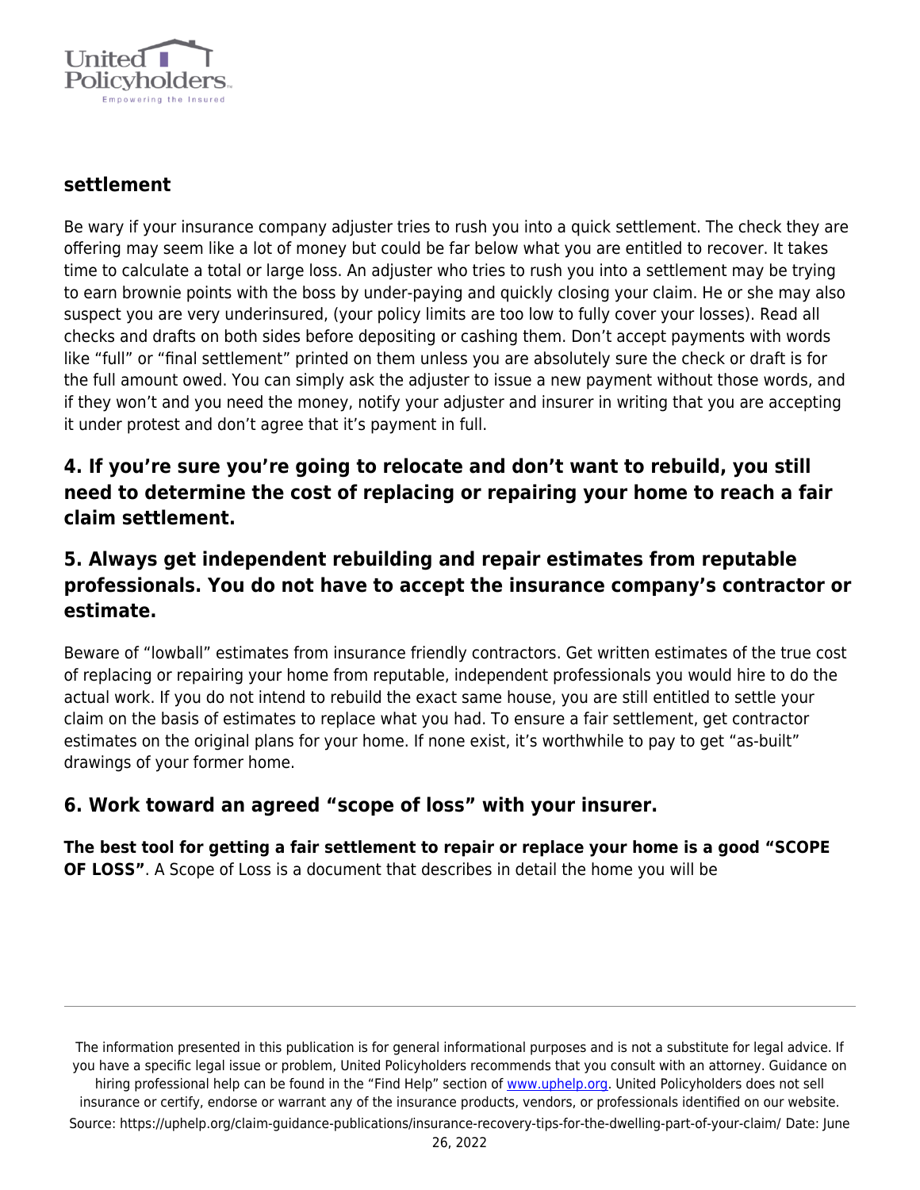**settlement**

Be wary if your insurance company adjuster tries to rush you into a quick settlement. The check they are offering may seem like a lot of money but could be far below what you are entitled to recover. It takes time to calculate a total or large loss. An adjuster who tries to rush you into a settlement may be trying to earn brownie points with the boss by under-paying and quickly closing your claim. He or she may also suspect you are very underinsured, (your policy limits are too low to fully cover your losses). Read all checks and drafts on both sides before depositing or cashing them. Don't accept payments with words like "full" or "final settlement" printed on them unless you are absolutely sure the check or draft is for the full amount owed. You can simply ask the adjuster to issue a new payment without those words, and if they won't and you need the money, notify your adjuster and insurer in writing that you are accepting it under protest and don't agree that it's payment in full.

## 4. If you're sure you're going to relocate and don't want to rebuild, you still need to determine the cost of replacing or repairing your home to reach a fair claim settlement.

## 5. Always get independent rebuilding and repair estimates from reputable professionals. You do not have to accept the insurance company's contractor or estimate.

Beware of "lowball" estimates from insurance friendly contractors. Get written estimates of the true cost of replacing or repairing your home from reputable, independent professionals you would hire to do the actual work. If you do not intend to rebuild the exact same house, you are still entitled to settle your claim on the basis of estimates to replace what you had. To ensure a fair settlement, get contractor estimates on the original plans for your home. If none exist, it's worthwhile to pay to get "as-built" drawings of your former home.

## 6. Work toward an agreed "scope of loss" with your insurer.

**The best tool for getting a fair settlement to repair or replace your home is a good "SCOPE OF LOSS"**. A Scope of Loss is a document that describes in detail the home you will be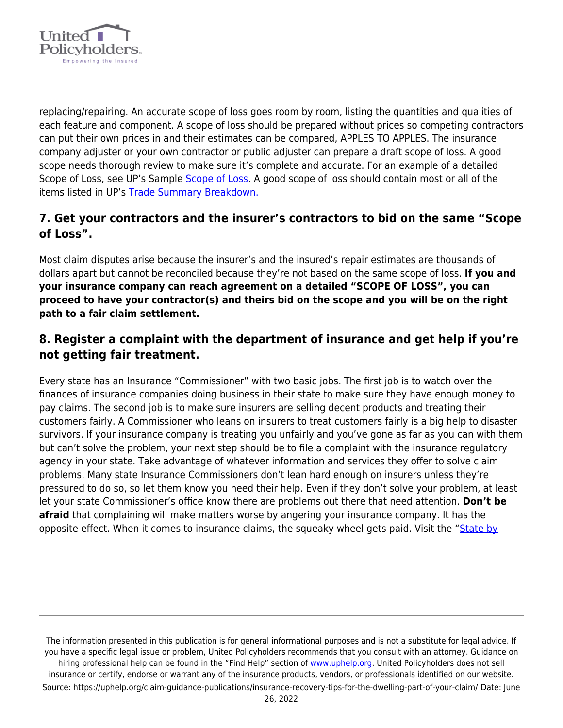replacing/repairing. An accurate scope of loss goes room by room, listing the quantities and qualities of each feature and component. A scope of loss should be prepared without prices so competing contractors can put their own prices in and their estimates can be compared, APPLES TO APPLES. The insurance company adjuster or your own contractor or public adjuster can prepare a draft scope of loss. A good scope needs thorough review to make sure it's complete and accurate. For an example of a detailed Scope of Loss, see UP's Sample Scope of Loss. A good scope of loss should contain most or all of the items listed in UP's Trade Summary Breakdown.

## 7. Get your contractors and the insurer's contractors to bid on the same "Scope of Loss".

Most claim disputes arise because the insurer's and the insured's repair estimates are thousands of dollars apart but cannot be reconciled because they're not based on the same scope of loss. **If you and your insurance company can reach agreement on a detailed "SCOPE OF LOSS", you can proceed to have your contractor(s) and theirs bid on the scope and you will be on the right path to a fair claim settlement.**

## 8. Register a complaint with the department of insurance and get help if you're not getting fair treatment.

Every state has an Insurance "Commissioner" with two basic jobs. The first job is to watch over the finances of insurance companies doing business in their state to make sure they have enough money to pay claims. The second job is to make sure insurers are selling decent products and treating their customers fairly. A Commissioner who leans on insurers to treat customers fairly is a big help to disaster survivors. If your insurance company is treating you unfairly and you've gone as far as you can with them but can't solve the problem, your next step should be to file a complaint with the insurance regulatory agency in your state. Take advantage of whatever information and services they offer to solve claim problems. Many state Insurance Commissioners don't lean hard enough on insurers unless they're pressured to do so, so let them know you need their help. Even if they don't solve your problem, at least let your state Commissioner's office know there are problems out there that need attention. **Don't be afraid** that complaining will make matters worse by angering your insurance company. It has the opposite effect. When it comes to insurance claims, the squeaky wheel gets paid. Visit the "State by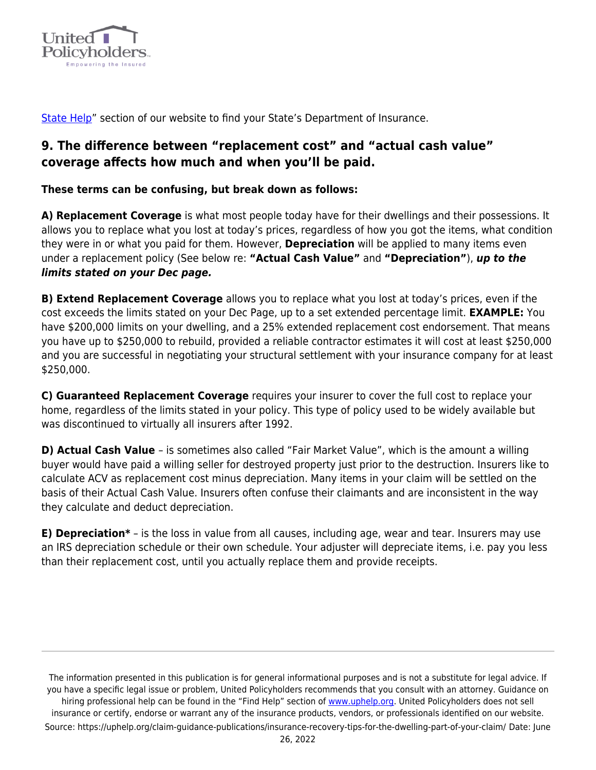State Help" section of our website to find your State's Department of Insurance.

## 9. The difference between "replacement cost" and "actual cash value" coverage affects how much and when you'll be paid.

**These terms can be confusing, but break down as follows:**

**A) Replacement Coverage** is what most people today have for their dwellings and their possessions. It allows you to replace what you lost at today's prices, regardless of how you got the items, what condition they were in or what you paid for them. However, **Depreciation** will be applied to many items even under a replacement policy (See below re: **"Actual Cash Value"** and **"Depreciation"**), ***up to the limits stated on your Dec page.***

**B) Extend Replacement Coverage** allows you to replace what you lost at today's prices, even if the cost exceeds the limits stated on your Dec Page, up to a set extended percentage limit. **EXAMPLE:** You have $200,000 limits on your dwelling, and a 25% extended replacement cost endorsement. That means you have up to $250,000 to rebuild, provided a reliable contractor estimates it will cost at least $250,000 and you are successful in negotiating your structural settlement with your insurance company for at least $250,000.

**C) Guaranteed Replacement Coverage** requires your insurer to cover the full cost to replace your home, regardless of the limits stated in your policy. This type of policy used to be widely available but was discontinued to virtually all insurers after 1992.

**D) Actual Cash Value** – is sometimes also called "Fair Market Value", which is the amount a willing buyer would have paid a willing seller for destroyed property just prior to the destruction. Insurers like to calculate ACV as replacement cost minus depreciation. Many items in your claim will be settled on the basis of their Actual Cash Value. Insurers often confuse their claimants and are inconsistent in the way they calculate and deduct depreciation.

**E) Depreciation*** – is the loss in value from all causes, including age, wear and tear. Insurers may use an IRS depreciation schedule or their own schedule. Your adjuster will depreciate items, i.e. pay you less than their replacement cost, until you actually replace them and provide receipts.

The information presented in this publication is for general informational purposes and is not a substitute for legal advice. If you have a specific legal issue or problem, United Policyholders recommends that you consult with an attorney. Guidance on hiring professional help can be found in the "Find Help" section of www.uphelp.org. United Policyholders does not sell insurance or certify, endorse or warrant any of the insurance products, vendors, or professionals identified on our website.
Source: https://uphelp.org/claim-guidance-publications/insurance-recovery-tips-for-the-dwelling-part-of-your-claim/ Date: June 26, 2022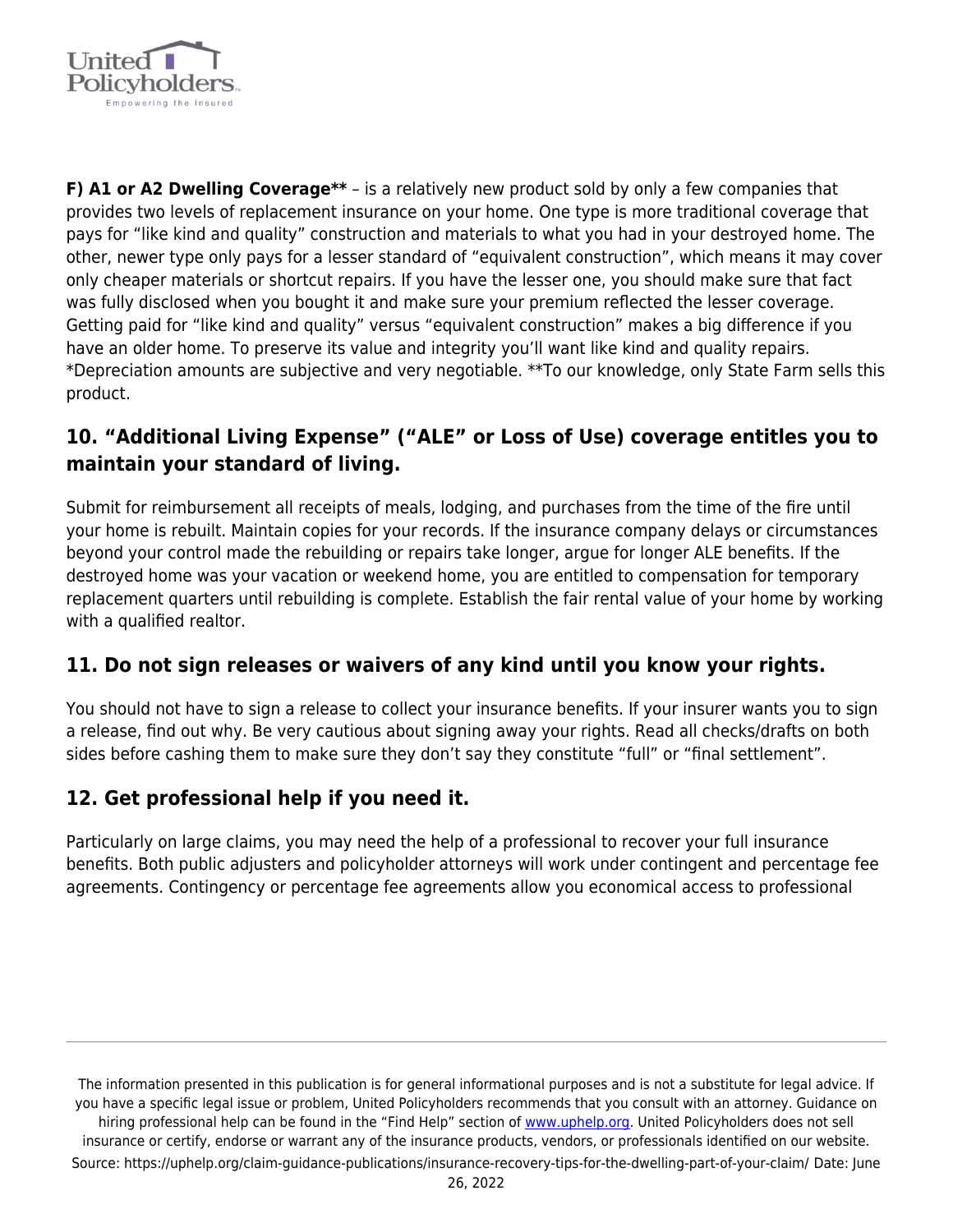**F) A1 or A2 Dwelling Coverage**** – is a relatively new product sold by only a few companies that provides two levels of replacement insurance on your home. One type is more traditional coverage that pays for "like kind and quality" construction and materials to what you had in your destroyed home. The other, newer type only pays for a lesser standard of "equivalent construction", which means it may cover only cheaper materials or shortcut repairs. If you have the lesser one, you should make sure that fact was fully disclosed when you bought it and make sure your premium reflected the lesser coverage. Getting paid for "like kind and quality" versus "equivalent construction" makes a big difference if you have an older home. To preserve its value and integrity you'll want like kind and quality repairs. *Depreciation amounts are subjective and very negotiable. **To our knowledge, only State Farm sells this product.

## 10. "Additional Living Expense" ("ALE" or Loss of Use) coverage entitles you to maintain your standard of living.

Submit for reimbursement all receipts of meals, lodging, and purchases from the time of the fire until your home is rebuilt. Maintain copies for your records. If the insurance company delays or circumstances beyond your control made the rebuilding or repairs take longer, argue for longer ALE benefits. If the destroyed home was your vacation or weekend home, you are entitled to compensation for temporary replacement quarters until rebuilding is complete. Establish the fair rental value of your home by working with a qualified realtor.

## 11. Do not sign releases or waivers of any kind until you know your rights.

You should not have to sign a release to collect your insurance benefits. If your insurer wants you to sign a release, find out why. Be very cautious about signing away your rights. Read all checks/drafts on both sides before cashing them to make sure they don't say they constitute "full" or "final settlement".

## 12. Get professional help if you need it.

Particularly on large claims, you may need the help of a professional to recover your full insurance benefits. Both public adjusters and policyholder attorneys will work under contingent and percentage fee agreements. Contingency or percentage fee agreements allow you economical access to professional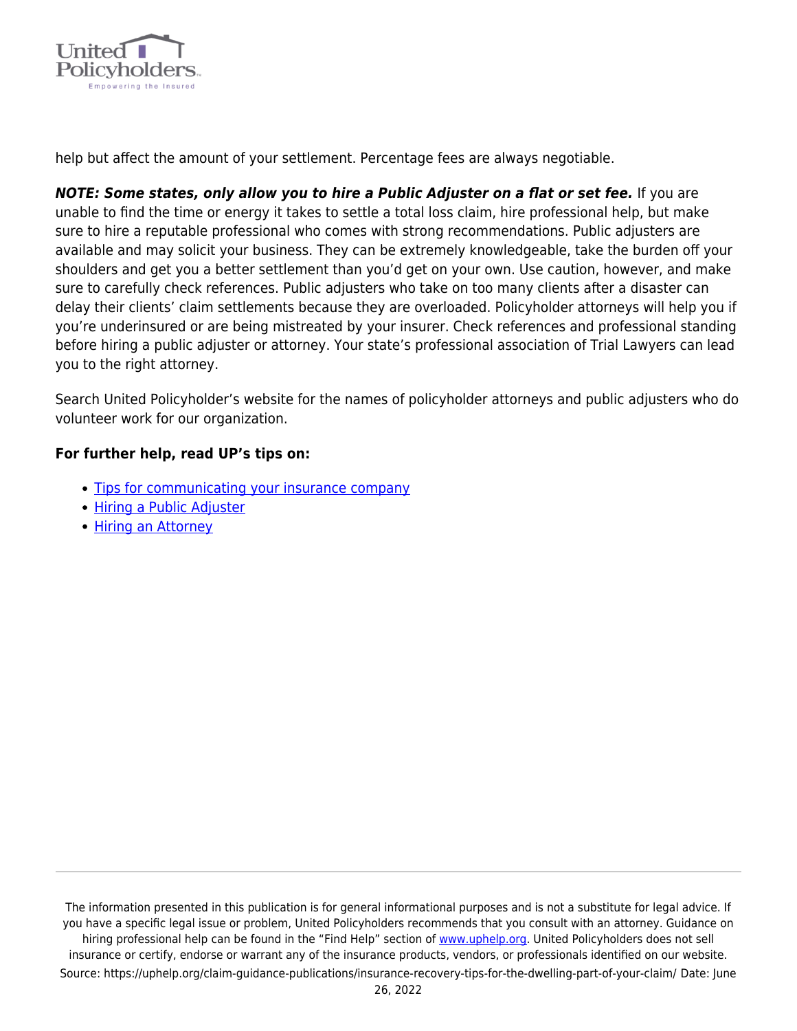help but affect the amount of your settlement. Percentage fees are always negotiable.

***NOTE: Some states, only allow you to hire a Public Adjuster on a flat or set fee.*** If you are unable to find the time or energy it takes to settle a total loss claim, hire professional help, but make sure to hire a reputable professional who comes with strong recommendations. Public adjusters are available and may solicit your business. They can be extremely knowledgeable, take the burden off your shoulders and get you a better settlement than you'd get on your own. Use caution, however, and make sure to carefully check references. Public adjusters who take on too many clients after a disaster can delay their clients' claim settlements because they are overloaded. Policyholder attorneys will help you if you're underinsured or are being mistreated by your insurer. Check references and professional standing before hiring a public adjuster or attorney. Your state's professional association of Trial Lawyers can lead you to the right attorney.

Search United Policyholder's website for the names of policyholder attorneys and public adjusters who do volunteer work for our organization.

**For further help, read UP's tips on:**

- Tips for communicating your insurance company
- Hiring a Public Adjuster
- Hiring an Attorney

The information presented in this publication is for general informational purposes and is not a substitute for legal advice. If you have a specific legal issue or problem, United Policyholders recommends that you consult with an attorney. Guidance on hiring professional help can be found in the "Find Help" section of www.uphelp.org. United Policyholders does not sell insurance or certify, endorse or warrant any of the insurance products, vendors, or professionals identified on our website.

Source: https://uphelp.org/claim-guidance-publications/insurance-recovery-tips-for-the-dwelling-part-of-your-claim/ Date: June 26, 2022